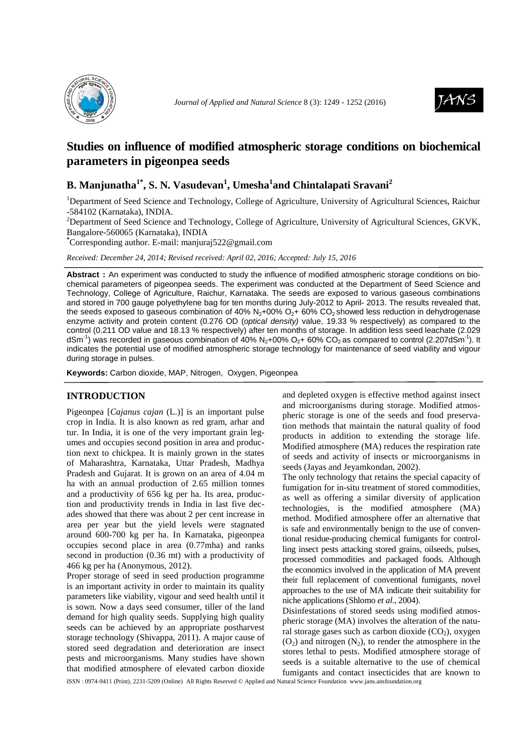# Studies on influence of modified atmospheric storage conditions on biochemical parameters in pigeonpea seeds

**B. Manjunatha[1*], S. N. Vasudevan[1], Umesha[1] and Chintalapati Sravani[2]**

[1]Department of Seed Science and Technology, College of Agriculture, University of Agricultural Sciences, Raichur -584102 (Karnataka), INDIA.

[2]Department of Seed Science and Technology, College of Agriculture, University of Agricultural Sciences, GKVK, Bangalore-560065 (Karnataka), INDIA

[*]Corresponding author. E-mail: manjuraj522@gmail.com

*Received: December 24, 2014; Revised received: April 02, 2016; Accepted: July 15, 2016*

**Abstract :** An experiment was conducted to study the influence of modified atmospheric storage conditions on biochemical parameters of pigeonpea seeds. The experiment was conducted at the Department of Seed Science and Technology, College of Agriculture, Raichur, Karnataka. The seeds are exposed to various gaseous combinations and stored in 700 gauge polyethylene bag for ten months during July-2012 to April- 2013. The results revealed that, the seeds exposed to gaseous combination of 40% $N_2$+00% $O_2$+ 60% $CO_2$ showed less reduction in dehydrogenase enzyme activity and protein content (0.276 OD (*optical density*) value, 19.33 % respectively) as compared to the control (0.211 OD value and 18.13 % respectively) after ten months of storage. In addition less seed leachate (2.029 $dSm^{-1}$) was recorded in gaseous combination of 40% $N_2$+00% $O_2$+ 60% $CO_2$ as compared to control (2.207$dSm^{-1}$). It indicates the potential use of modified atmospheric storage technology for maintenance of seed viability and vigour during storage in pulses.

**Keywords:** Carbon dioxide, MAP, Nitrogen, Oxygen, Pigeonpea

## INTRODUCTION

Pigeonpea [*Cajanus cajan* (L.)] is an important pulse crop in India. It is also known as red gram, arhar and tur. In India, it is one of the very important grain legumes and occupies second position in area and production next to chickpea. It is mainly grown in the states of Maharashtra, Karnataka, Uttar Pradesh, Madhya Pradesh and Gujarat. It is grown on an area of 4.04 m ha with an annual production of 2.65 million tonnes and a productivity of 656 kg per ha. Its area, production and productivity trends in India in last five decades showed that there was about 2 per cent increase in area per year but the yield levels were stagnated around 600-700 kg per ha. In Karnataka, pigeonpea occupies second place in area (0.77mha) and ranks second in production (0.36 mt) with a productivity of 466 kg per ha (Anonymous, 2012).

Proper storage of seed in seed production programme is an important activity in order to maintain its quality parameters like viability, vigour and seed health until it is sown. Now a days seed consumer, tiller of the land demand for high quality seeds. Supplying high quality seeds can be achieved by an appropriate postharvest storage technology (Shivappa, 2011). A major cause of stored seed degradation and deterioration are insect pests and microorganisms. Many studies have shown that modified atmosphere of elevated carbon dioxide and depleted oxygen is effective method against insect and microorganisms during storage. Modified atmospheric storage is one of the seeds and food preservation methods that maintain the natural quality of food products in addition to extending the storage life. Modified atmosphere (MA) reduces the respiration rate of seeds and activity of insects or microorganisms in seeds (Jayas and Jeyamkondan, 2002).

The only technology that retains the special capacity of fumigation for in-situ treatment of stored commodities, as well as offering a similar diversity of application technologies, is the modified atmosphere (MA) method. Modified atmosphere offer an alternative that is safe and environmentally benign to the use of conventional residue-producing chemical fumigants for controlling insect pests attacking stored grains, oilseeds, pulses, processed commodities and packaged foods. Although the economics involved in the application of MA prevent their full replacement of conventional fumigants, novel approaches to the use of MA indicate their suitability for niche applications (Shlomo *et al*., 2004).

Disinfestations of stored seeds using modified atmospheric storage (MA) involves the alteration of the natural storage gases such as carbon dioxide ($CO_2$), oxygen ($O_2$) and nitrogen ($N_2$), to render the atmosphere in the stores lethal to pests. Modified atmosphere storage of seeds is a suitable alternative to the use of chemical fumigants and contact insecticides that are known to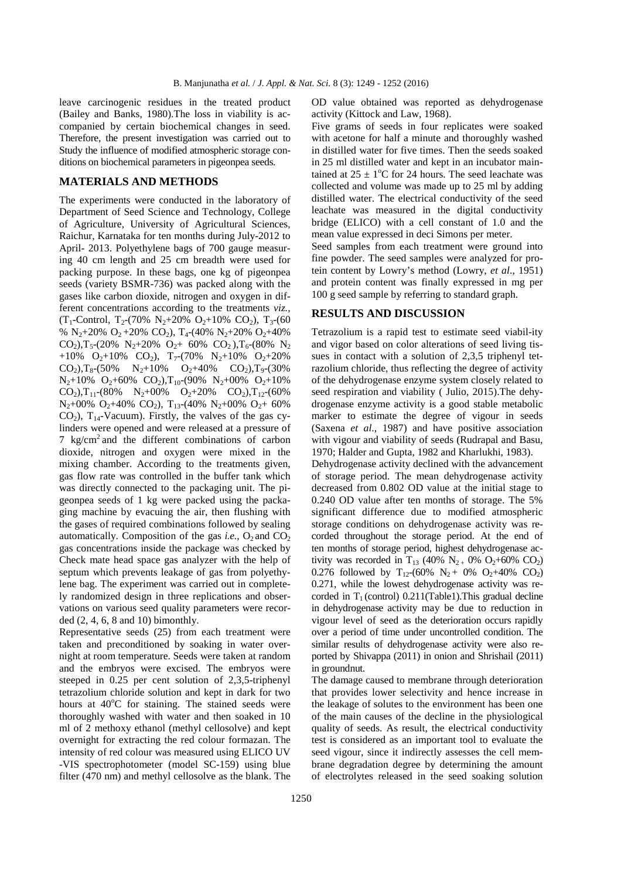leave carcinogenic residues in the treated product (Bailey and Banks, 1980).The loss in viability is accompanied by certain biochemical changes in seed. Therefore, the present investigation was carried out to Study the influence of modified atmospheric storage conditions on biochemical parameters in pigeonpea seeds.

## MATERIALS AND METHODS

The experiments were conducted in the laboratory of Department of Seed Science and Technology, College of Agriculture, University of Agricultural Sciences, Raichur, Karnataka for ten months during July-2012 to April- 2013. Polyethylene bags of 700 gauge measuring 40 cm length and 25 cm breadth were used for packing purpose. In these bags, one kg of pigeonpea seeds (variety BSMR-736) was packed along with the gases like carbon dioxide, nitrogen and oxygen in different concentrations according to the treatments *viz.*, ($T_1$-Control, $T_2$-(70% $N_2$+20% $O_2$+10% $CO_2$), $T_3$-(60 % $N_2$+20% $O_2$ +20% $CO_2$), $T_4$-(40% $N_2$+20% $O_2$+40% $CO_2$),$T_5$-(20% $N_2$+20% $O_2$+ 60% $CO_2$ ),$T_6$-(80% $N_2$ +10% $O_2$+10% $CO_2$), $T_7$-(70% $N_2$+10% $O_2$+20% $CO_2$),$T_8$-(50% $N_2$+10% $O_2$+40% $CO_2$),$T_9$-(30% $N_2$+10% $O_2$+60% $CO_2$),$T_{10}$-(90% $N_2$+00% $O_2$+10% $CO_2$),$T_{11}$-(80% $N_2$+00% $O_2$+20% $CO_2$),$T_{12}$-(60% $N_2$+00% $O_2$+40% $CO_2$), $T_{13}$-(40% $N_2$+00% $O_2$+ 60% $CO_2$), $T_{14}$-Vacuum). Firstly, the valves of the gas cylinders were opened and were released at a pressure of 7 kg/cm$^2$ and the different combinations of carbon dioxide, nitrogen and oxygen were mixed in the mixing chamber. According to the treatments given, gas flow rate was controlled in the buffer tank which was directly connected to the packaging unit. The pigeonpea seeds of 1 kg were packed using the packaging machine by evacuing the air, then flushing with the gases of required combinations followed by sealing automatically. Composition of the gas *i.e.*, $O_2$ and $CO_2$ gas concentrations inside the package was checked by Check mate head space gas analyzer with the help of septum which prevents leakage of gas from polyethylene bag. The experiment was carried out in completely randomized design in three replications and observations on various seed quality parameters were recorded (2, 4, 6, 8 and 10) bimonthly.

Representative seeds (25) from each treatment were taken and preconditioned by soaking in water overnight at room temperature. Seeds were taken at random and the embryos were excised. The embryos were steeped in 0.25 per cent solution of 2,3,5-triphenyl tetrazolium chloride solution and kept in dark for two hours at 40$^o$C for staining. The stained seeds were thoroughly washed with water and then soaked in 10 ml of 2 methoxy ethanol (methyl cellosolve) and kept overnight for extracting the red colour formazan. The intensity of red colour was measured using ELICO UV -VIS spectrophotometer (model SC-159) using blue filter (470 nm) and methyl cellosolve as the blank. The OD value obtained was reported as dehydrogenase activity (Kittock and Law, 1968).

Five grams of seeds in four replicates were soaked with acetone for half a minute and thoroughly washed in distilled water for five times. Then the seeds soaked in 25 ml distilled water and kept in an incubator maintained at 25 ± 1$^o$C for 24 hours. The seed leachate was collected and volume was made up to 25 ml by adding distilled water. The electrical conductivity of the seed leachate was measured in the digital conductivity bridge (ELICO) with a cell constant of 1.0 and the mean value expressed in deci Simons per meter.

Seed samples from each treatment were ground into fine powder. The seed samples were analyzed for protein content by Lowry's method (Lowry, *et al*., 1951) and protein content was finally expressed in mg per 100 g seed sample by referring to standard graph.

## RESULTS AND DISCUSSION

Tetrazolium is a rapid test to estimate seed viabil-ity and vigor based on color alterations of seed living tissues in contact with a solution of 2,3,5 triphenyl tetrazolium chloride, thus reflecting the degree of activity of the dehydrogenase enzyme system closely related to seed respiration and viability ( Julio, 2015).The dehydrogenase enzyme activity is a good stable metabolic marker to estimate the degree of vigour in seeds (Saxena *et al.,* 1987) and have positive association with vigour and viability of seeds (Rudrapal and Basu, 1970; Halder and Gupta, 1982 and Kharlukhi, 1983).

Dehydrogenase activity declined with the advancement of storage period. The mean dehydrogenase activity decreased from 0.802 OD value at the initial stage to 0.240 OD value after ten months of storage. The 5% significant difference due to modified atmospheric storage conditions on dehydrogenase activity was recorded throughout the storage period. At the end of ten months of storage period, highest dehydrogenase activity was recorded in $T_{13}$ (40% $N_2$ + 0% $O_2$+60% $CO_2$) 0.276 followed by $T_{12}$-(60% $N_2$ + 0% $O_2$+40% $CO_2$) 0.271, while the lowest dehydrogenase activity was recorded in $T_1$ (control) 0.211(Table1).This gradual decline in dehydrogenase activity may be due to reduction in vigour level of seed as the deterioration occurs rapidly over a period of time under uncontrolled condition. The similar results of dehydrogenase activity were also reported by Shivappa (2011) in onion and Shrishail (2011) in groundnut.

The damage caused to membrane through deterioration that provides lower selectivity and hence increase in the leakage of solutes to the environment has been one of the main causes of the decline in the physiological quality of seeds. As result, the electrical conductivity test is considered as an important tool to evaluate the seed vigour, since it indirectly assesses the cell membrane degradation degree by determining the amount of electrolytes released in the seed soaking solution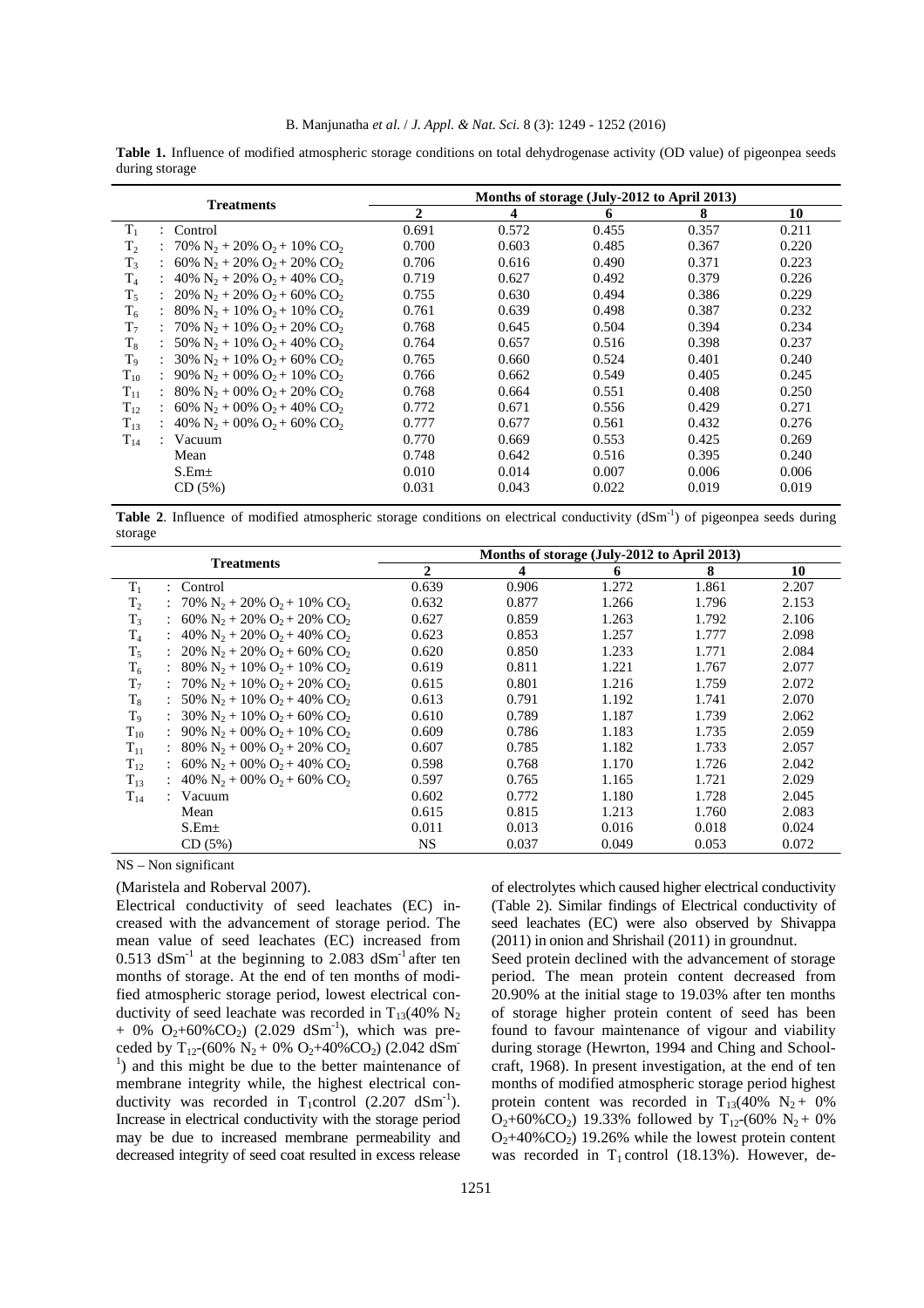**Table 1.** Influence of modified atmospheric storage conditions on total dehydrogenase activity (OD value) of pigeonpea seeds during storage

| Treatments | | Months of storage (July-2012 to April 2013) | | | | |
|---|---|---|---|---|---|---|
| | | 2 | 4 | 6 | 8 | 10 |
| $T_1$ | : Control | 0.691 | 0.572 | 0.455 | 0.357 | 0.211 |
| $T_2$ | : 70% $N_2$ + 20% $O_2$ + 10% $CO_2$ | 0.700 | 0.603 | 0.485 | 0.367 | 0.220 |
| $T_3$ | : 60% $N_2$ + 20% $O_2$ + 20% $CO_2$ | 0.706 | 0.616 | 0.490 | 0.371 | 0.223 |
| $T_4$ | : 40% $N_2$ + 20% $O_2$ + 40% $CO_2$ | 0.719 | 0.627 | 0.492 | 0.379 | 0.226 |
| $T_5$ | : 20% $N_2$ + 20% $O_2$ + 60% $CO_2$ | 0.755 | 0.630 | 0.494 | 0.386 | 0.229 |
| $T_6$ | : 80% $N_2$ + 10% $O_2$ + 10% $CO_2$ | 0.761 | 0.639 | 0.498 | 0.387 | 0.232 |
| $T_7$ | : 70% $N_2$ + 10% $O_2$ + 20% $CO_2$ | 0.768 | 0.645 | 0.504 | 0.394 | 0.234 |
| $T_8$ | : 50% $N_2$ + 10% $O_2$ + 40% $CO_2$ | 0.764 | 0.657 | 0.516 | 0.398 | 0.237 |
| $T_9$ | : 30% $N_2$ + 10% $O_2$ + 60% $CO_2$ | 0.765 | 0.660 | 0.524 | 0.401 | 0.240 |
| $T_{10}$ | : 90% $N_2$ + 00% $O_2$ + 10% $CO_2$ | 0.766 | 0.662 | 0.549 | 0.405 | 0.245 |
| $T_{11}$ | : 80% $N_2$ + 00% $O_2$ + 20% $CO_2$ | 0.768 | 0.664 | 0.551 | 0.408 | 0.250 |
| $T_{12}$ | : 60% $N_2$ + 00% $O_2$ + 40% $CO_2$ | 0.772 | 0.671 | 0.556 | 0.429 | 0.271 |
| $T_{13}$ | : 40% $N_2$ + 00% $O_2$ + 60% $CO_2$ | 0.777 | 0.677 | 0.561 | 0.432 | 0.276 |
| $T_{14}$ | : Vacuum | 0.770 | 0.669 | 0.553 | 0.425 | 0.269 |
| | Mean | 0.748 | 0.642 | 0.516 | 0.395 | 0.240 |
| | S.Em± | 0.010 | 0.014 | 0.007 | 0.006 | 0.006 |
| | CD (5%) | 0.031 | 0.043 | 0.022 | 0.019 | 0.019 |

**Table 2**. Influence of modified atmospheric storage conditions on electrical conductivity ($dSm^{-1}$) of pigeonpea seeds during storage

| Treatments | | Months of storage (July-2012 to April 2013) | | | | |
|---|---|---|---|---|---|---|
| | | 2 | 4 | 6 | 8 | 10 |
| $T_1$ | : Control | 0.639 | 0.906 | 1.272 | 1.861 | 2.207 |
| $T_2$ | : 70% $N_2$ + 20% $O_2$ + 10% $CO_2$ | 0.632 | 0.877 | 1.266 | 1.796 | 2.153 |
| $T_3$ | : 60% $N_2$ + 20% $O_2$ + 20% $CO_2$ | 0.627 | 0.859 | 1.263 | 1.792 | 2.106 |
| $T_4$ | : 40% $N_2$ + 20% $O_2$ + 40% $CO_2$ | 0.623 | 0.853 | 1.257 | 1.777 | 2.098 |
| $T_5$ | : 20% $N_2$ + 20% $O_2$ + 60% $CO_2$ | 0.620 | 0.850 | 1.233 | 1.771 | 2.084 |
| $T_6$ | : 80% $N_2$ + 10% $O_2$ + 10% $CO_2$ | 0.619 | 0.811 | 1.221 | 1.767 | 2.077 |
| $T_7$ | : 70% $N_2$ + 10% $O_2$ + 20% $CO_2$ | 0.615 | 0.801 | 1.216 | 1.759 | 2.072 |
| $T_8$ | : 50% $N_2$ + 10% $O_2$ + 40% $CO_2$ | 0.613 | 0.791 | 1.192 | 1.741 | 2.070 |
| $T_9$ | : 30% $N_2$ + 10% $O_2$ + 60% $CO_2$ | 0.610 | 0.789 | 1.187 | 1.739 | 2.062 |
| $T_{10}$ | : 90% $N_2$ + 00% $O_2$ + 10% $CO_2$ | 0.609 | 0.786 | 1.183 | 1.735 | 2.059 |
| $T_{11}$ | : 80% $N_2$ + 00% $O_2$ + 20% $CO_2$ | 0.607 | 0.785 | 1.182 | 1.733 | 2.057 |
| $T_{12}$ | : 60% $N_2$ + 00% $O_2$ + 40% $CO_2$ | 0.598 | 0.768 | 1.170 | 1.726 | 2.042 |
| $T_{13}$ | : 40% $N_2$ + 00% $O_2$ + 60% $CO_2$ | 0.597 | 0.765 | 1.165 | 1.721 | 2.029 |
| $T_{14}$ | : Vacuum | 0.602 | 0.772 | 1.180 | 1.728 | 2.045 |
| | Mean | 0.615 | 0.815 | 1.213 | 1.760 | 2.083 |
| | S.Em± | 0.011 | 0.013 | 0.016 | 0.018 | 0.024 |
| | CD (5%) | NS | 0.037 | 0.049 | 0.053 | 0.072 |

NS – Non significant

(Maristela and Roberval 2007).

Electrical conductivity of seed leachates (EC) increased with the advancement of storage period. The mean value of seed leachates (EC) increased from 0.513 $dSm^{-1}$ at the beginning to 2.083 $dSm^{-1}$ after ten months of storage. At the end of ten months of modified atmospheric storage period, lowest electrical conductivity of seed leachate was recorded in $T_{13}$(40% $N_2$ + 0% $O_2$+60%$CO_2$) (2.029 $dSm^{-1}$), which was preceded by $T_{12}$-(60% $N_2$ + 0% $O_2$+40%$CO_2$) (2.042 $dSm^{-1}$) and this might be due to the better maintenance of membrane integrity while, the highest electrical conductivity was recorded in $T_1$control (2.207 $dSm^{-1}$). Increase in electrical conductivity with the storage period may be due to increased membrane permeability and decreased integrity of seed coat resulted in excess release of electrolytes which caused higher electrical conductivity (Table 2). Similar findings of Electrical conductivity of seed leachates (EC) were also observed by Shivappa (2011) in onion and Shrishail (2011) in groundnut.

Seed protein declined with the advancement of storage period. The mean protein content decreased from 20.90% at the initial stage to 19.03% after ten months of storage higher protein content of seed has been found to favour maintenance of vigour and viability during storage (Hewrton, 1994 and Ching and Schoolcraft, 1968). In present investigation, at the end of ten months of modified atmospheric storage period highest protein content was recorded in $T_{13}$(40% $N_2$ + 0% $O_2$+60%$CO_2$) 19.33% followed by $T_{12}$-(60% $N_2$ + 0% $O_2$+40%$CO_2$) 19.26% while the lowest protein content was recorded in $T_1$ control (18.13%). However, de-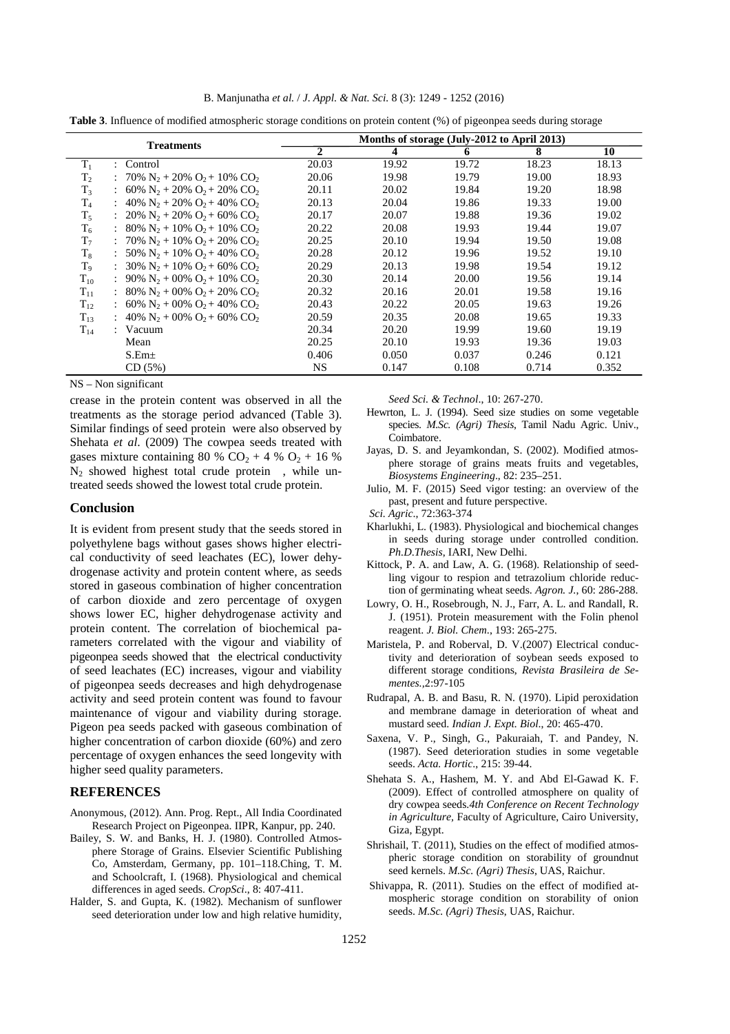**Table 3**. Influence of modified atmospheric storage conditions on protein content (%) of pigeonpea seeds during storage

| Treatments | | Months of storage (July-2012 to April 2013) | | | | |
|---|---|---|---|---|---|---|
| | | 2 | 4 | 6 | 8 | 10 |
| $T_1$ | : Control | 20.03 | 19.92 | 19.72 | 18.23 | 18.13 |
| $T_2$ | : 70% $N_2$ + 20% $O_2$ + 10% $CO_2$ | 20.06 | 19.98 | 19.79 | 19.00 | 18.93 |
| $T_3$ | : 60% $N_2$ + 20% $O_2$ + 20% $CO_2$ | 20.11 | 20.02 | 19.84 | 19.20 | 18.98 |
| $T_4$ | : 40% $N_2$ + 20% $O_2$ + 40% $CO_2$ | 20.13 | 20.04 | 19.86 | 19.33 | 19.00 |
| $T_5$ | : 20% $N_2$ + 20% $O_2$ + 60% $CO_2$ | 20.17 | 20.07 | 19.88 | 19.36 | 19.02 |
| $T_6$ | : 80% $N_2$ + 10% $O_2$ + 10% $CO_2$ | 20.22 | 20.08 | 19.93 | 19.44 | 19.07 |
| $T_7$ | : 70% $N_2$ + 10% $O_2$ + 20% $CO_2$ | 20.25 | 20.10 | 19.94 | 19.50 | 19.08 |
| $T_8$ | : 50% $N_2$ + 10% $O_2$ + 40% $CO_2$ | 20.28 | 20.12 | 19.96 | 19.52 | 19.10 |
| $T_9$ | : 30% $N_2$ + 10% $O_2$ + 60% $CO_2$ | 20.29 | 20.13 | 19.98 | 19.54 | 19.12 |
| $T_{10}$ | : 90% $N_2$ + 00% $O_2$ + 10% $CO_2$ | 20.30 | 20.14 | 20.00 | 19.56 | 19.14 |
| $T_{11}$ | : 80% $N_2$ + 00% $O_2$ + 20% $CO_2$ | 20.32 | 20.16 | 20.01 | 19.58 | 19.16 |
| $T_{12}$ | : 60% $N_2$ + 00% $O_2$ + 40% $CO_2$ | 20.43 | 20.22 | 20.05 | 19.63 | 19.26 |
| $T_{13}$ | : 40% $N_2$ + 00% $O_2$ + 60% $CO_2$ | 20.59 | 20.35 | 20.08 | 19.65 | 19.33 |
| $T_{14}$ | : Vacuum | 20.34 | 20.20 | 19.99 | 19.60 | 19.19 |
| | Mean | 20.25 | 20.10 | 19.93 | 19.36 | 19.03 |
| | S.Em± | 0.406 | 0.050 | 0.037 | 0.246 | 0.121 |
| | CD (5%) | NS | 0.147 | 0.108 | 0.714 | 0.352 |

NS – Non significant

crease in the protein content was observed in all the treatments as the storage period advanced (Table 3). Similar findings of seed protein were also observed by Shehata *et al*. (2009) The cowpea seeds treated with gases mixture containing 80 % $CO_2$ + 4 % $O_2$ + 16 % $N_2$ showed highest total crude protein , while untreated seeds showed the lowest total crude protein.

## Conclusion

It is evident from present study that the seeds stored in polyethylene bags without gases shows higher electrical conductivity of seed leachates (EC), lower dehydrogenase activity and protein content where, as seeds stored in gaseous combination of higher concentration of carbon dioxide and zero percentage of oxygen shows lower EC, higher dehydrogenase activity and protein content. The correlation of biochemical parameters correlated with the vigour and viability of pigeonpea seeds showed that the electrical conductivity of seed leachates (EC) increases, vigour and viability of pigeonpea seeds decreases and high dehydrogenase activity and seed protein content was found to favour maintenance of vigour and viability during storage. Pigeon pea seeds packed with gaseous combination of higher concentration of carbon dioxide (60%) and zero percentage of oxygen enhances the seed longevity with higher seed quality parameters.

## REFERENCES

Anonymous, (2012). Ann. Prog. Rept., All India Coordinated Research Project on Pigeonpea. IIPR, Kanpur, pp. 240.

Bailey, S. W. and Banks, H. J. (1980). Controlled Atmosphere Storage of Grains. Elsevier Scientific Publishing Co, Amsterdam, Germany, pp. 101–118.Ching, T. M. and Schoolcraft, I. (1968). Physiological and chemical differences in aged seeds. *CropSci*., 8: 407-411.

Halder, S. and Gupta, K. (1982). Mechanism of sunflower seed deterioration under low and high relative humidity, *Seed Sci. & Technol*., 10: 267-270.

Hewrton, L. J. (1994). Seed size studies on some vegetable species. *M.Sc. (Agri) Thesis*, Tamil Nadu Agric. Univ., Coimbatore.

Jayas, D. S. and Jeyamkondan, S. (2002). Modified atmosphere storage of grains meats fruits and vegetables, *Biosystems Engineering*., 82: 235–251.

Julio, M. F. (2015) Seed vigor testing: an overview of the past, present and future perspective. *Sci. Agric*., 72:363-374

Kharlukhi, L. (1983). Physiological and biochemical changes in seeds during storage under controlled condition. *Ph.D.Thesis*, IARI, New Delhi.

Kittock, P. A. and Law, A. G. (1968). Relationship of seedling vigour to respion and tetrazolium chloride reduction of germinating wheat seeds. *Agron. J*., 60: 286-288.

Lowry, O. H., Rosebrough, N. J., Farr, A. L. and Randall, R. J. (1951). Protein measurement with the Folin phenol reagent. *J. Biol. Chem*., 193: 265-275.

Maristela, P. and Roberval, D. V.(2007) Electrical conductivity and deterioration of soybean seeds exposed to different storage conditions, *Revista Brasileira de Sementes.*,2:97-105

Rudrapal, A. B. and Basu, R. N. (1970). Lipid peroxidation and membrane damage in deterioration of wheat and mustard seed. *Indian J. Expt. Biol*., 20: 465-470.

Saxena, V. P., Singh, G., Pakuraiah, T. and Pandey, N. (1987). Seed deterioration studies in some vegetable seeds. *Acta. Hortic*., 215: 39-44.

Shehata S. A., Hashem, M. Y. and Abd El-Gawad K. F. (2009). Effect of controlled atmosphere on quality of dry cowpea seeds.*4th Conference on Recent Technology in Agriculture*, Faculty of Agriculture, Cairo University, Giza, Egypt.

Shrishail, T. (2011), Studies on the effect of modified atmospheric storage condition on storability of groundnut seed kernels. *M.Sc. (Agri) Thesis*, UAS, Raichur.

Shivappa, R. (2011). Studies on the effect of modified atmospheric storage condition on storability of onion seeds. *M.Sc. (Agri) Thesis*, UAS, Raichur.